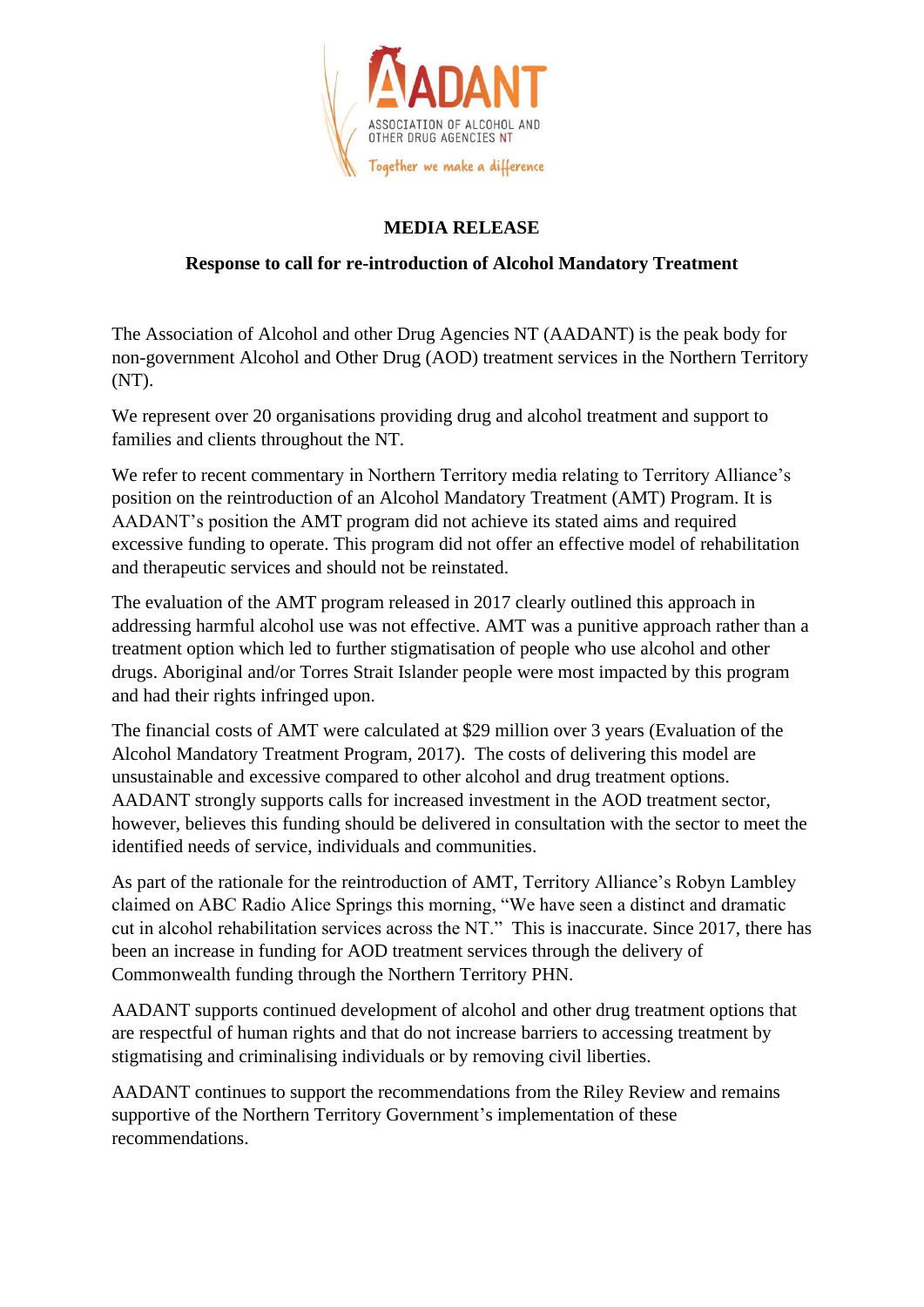AADANT

ASSOCIATION OF ALCOHOL AND OTHER DRUG AGENCIES NT

*Together we make a difference*

**MEDIA RELEASE**

**Response to call for re-introduction of Alcohol Mandatory Treatment**

The Association of Alcohol and other Drug Agencies NT (AADANT) is the peak body for non-government Alcohol and Other Drug (AOD) treatment services in the Northern Territory (NT).

We represent over 20 organisations providing drug and alcohol treatment and support to families and clients throughout the NT.

We refer to recent commentary in Northern Territory media relating to Territory Alliance's position on the reintroduction of an Alcohol Mandatory Treatment (AMT) Program. It is AADANT's position the AMT program did not achieve its stated aims and required excessive funding to operate. This program did not offer an effective model of rehabilitation and therapeutic services and should not be reinstated.

The evaluation of the AMT program released in 2017 clearly outlined this approach in addressing harmful alcohol use was not effective. AMT was a punitive approach rather than a treatment option which led to further stigmatisation of people who use alcohol and other drugs. Aboriginal and/or Torres Strait Islander people were most impacted by this program and had their rights infringed upon.

The financial costs of AMT were calculated at $29 million over 3 years (Evaluation of the Alcohol Mandatory Treatment Program, 2017). The costs of delivering this model are unsustainable and excessive compared to other alcohol and drug treatment options. AADANT strongly supports calls for increased investment in the AOD treatment sector, however, believes this funding should be delivered in consultation with the sector to meet the identified needs of service, individuals and communities.

As part of the rationale for the reintroduction of AMT, Territory Alliance's Robyn Lambley claimed on ABC Radio Alice Springs this morning, "We have seen a distinct and dramatic cut in alcohol rehabilitation services across the NT." This is inaccurate. Since 2017, there has been an increase in funding for AOD treatment services through the delivery of Commonwealth funding through the Northern Territory PHN.

AADANT supports continued development of alcohol and other drug treatment options that are respectful of human rights and that do not increase barriers to accessing treatment by stigmatising and criminalising individuals or by removing civil liberties.

AADANT continues to support the recommendations from the Riley Review and remains supportive of the Northern Territory Government's implementation of these recommendations.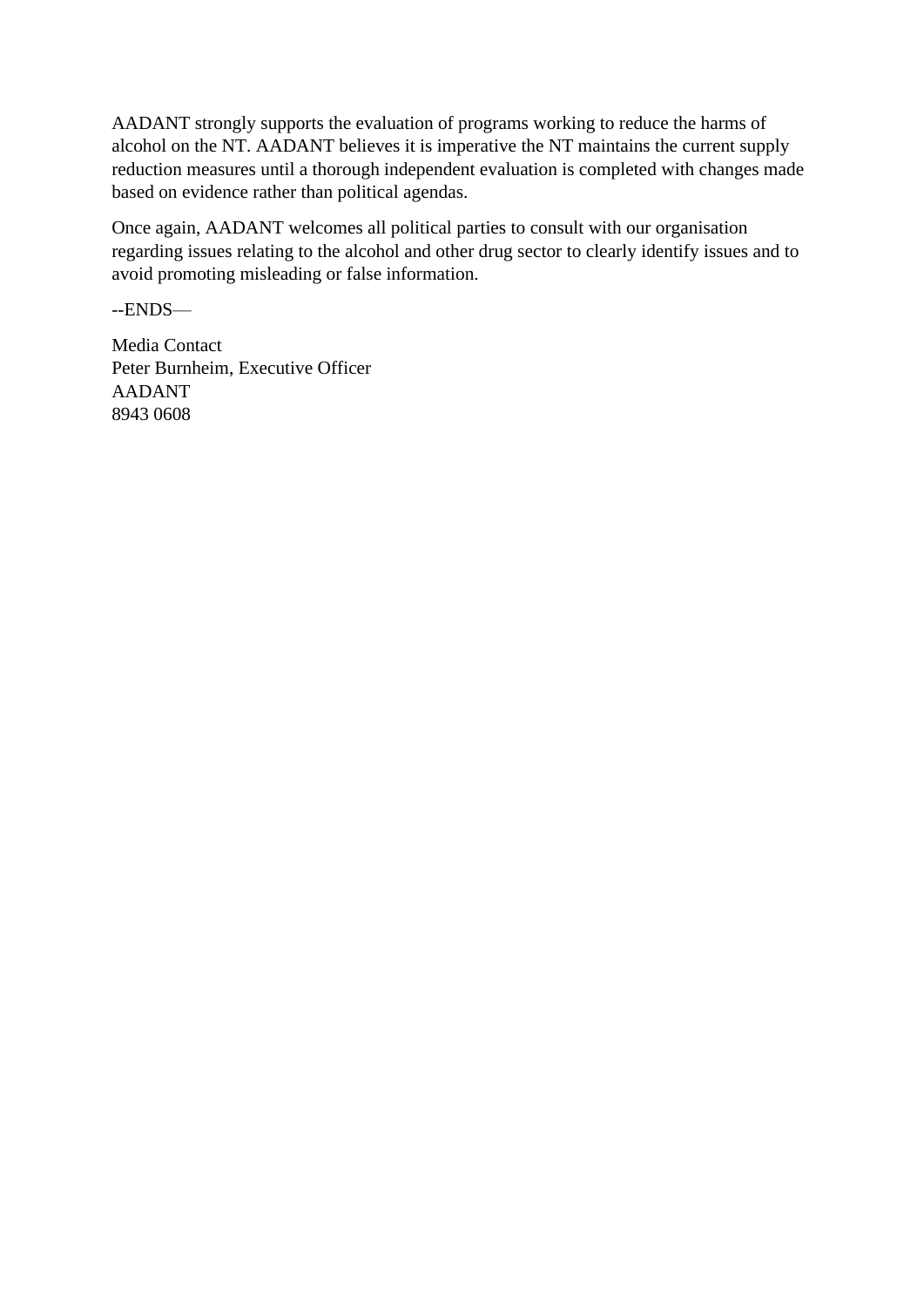AADANT strongly supports the evaluation of programs working to reduce the harms of alcohol on the NT. AADANT believes it is imperative the NT maintains the current supply reduction measures until a thorough independent evaluation is completed with changes made based on evidence rather than political agendas.

Once again, AADANT welcomes all political parties to consult with our organisation regarding issues relating to the alcohol and other drug sector to clearly identify issues and to avoid promoting misleading or false information.

--ENDS—

Media Contact
Peter Burnheim, Executive Officer
AADANT
8943 0608